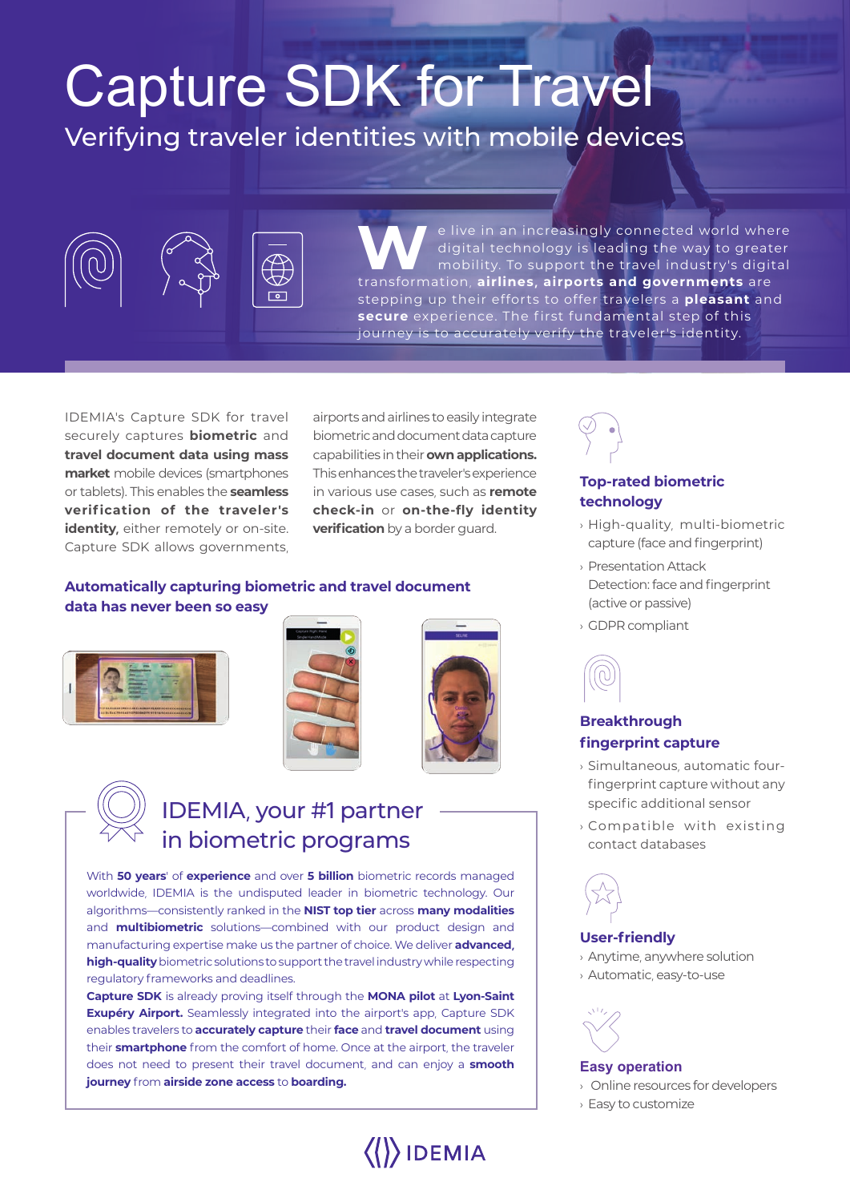# Capture SDK for Travel

## Verifying traveler identities with mobile devices

We live in an increasingly connected world where digital technology is leading the way to greater mobility. To support the travel industry's digital transformation, **airlines, airports and governments** are stepping up their efforts to offer travelers a **pleasant** and **secure** experience. The first fundamental step of this journey is to accurately verify the traveler's identity.

IDEMIA's Capture SDK for travel securely captures **biometric** and **travel document data using mass market** mobile devices (smartphones or tablets). This enables the **seamless verification of the traveler's identity,** either remotely or on-site. Capture SDK allows governments, airports and airlines to easily integrate biometric and document data capture capabilities in their **own applications.** This enhances the traveler's experience in various use cases, such as **remote check-in** or **on-the-fly identity verification** by a border guard.

### Automatically capturing biometric and travel document data has never been so easy

## IDEMIA, your #1 partner in biometric programs

With **50 years**' of **experience** and over **5 billion** biometric records managed worldwide, IDEMIA is the undisputed leader in biometric technology. Our algorithms—consistently ranked in the **NIST top tier** across **many modalities** and **multibiometric** solutions—combined with our product design and manufacturing expertise make us the partner of choice. We deliver **advanced, high-quality** biometric solutions to support the travel industry while respecting regulatory frameworks and deadlines.

**Capture SDK** is already proving itself through the **MONA pilot** at **Lyon-Saint Exupéry Airport.** Seamlessly integrated into the airport's app, Capture SDK enables travelers to **accurately capture** their **face** and **travel document** using their **smartphone** from the comfort of home. Once at the airport, the traveler does not need to present their travel document, and can enjoy a **smooth journey** from **airside zone access** to **boarding.**

### Top-rated biometric technology

- High-quality, multi-biometric capture (face and fingerprint)
- Presentation Attack Detection: face and fingerprint (active or passive)
- GDPR compliant

### Breakthrough fingerprint capture

- Simultaneous, automatic four-fingerprint capture without any specific additional sensor
- Compatible with existing contact databases

### User-friendly

- Anytime, anywhere solution
- Automatic, easy-to-use

### Easy operation

- Online resources for developers
- Easy to customize

IDEMIA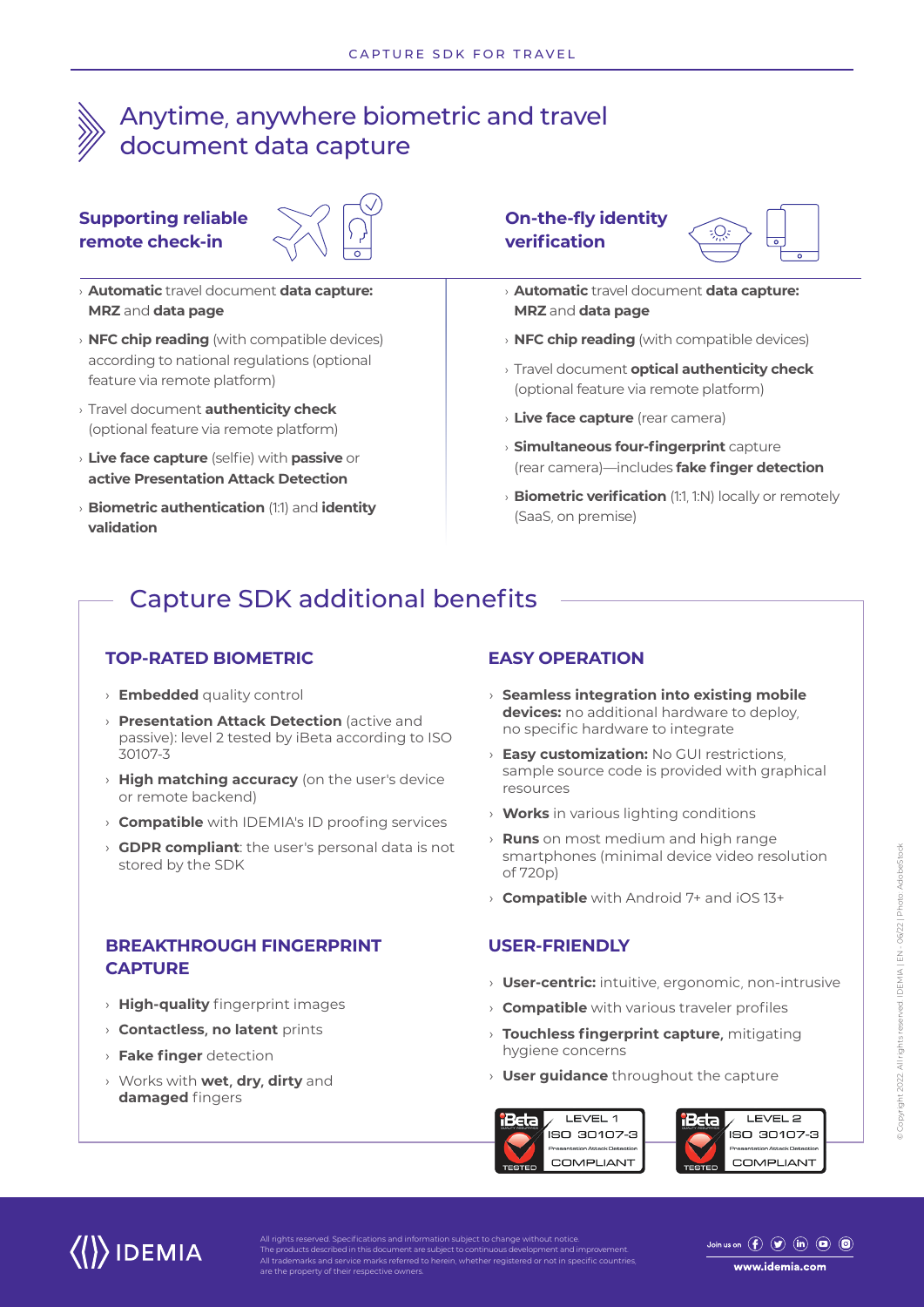# Anytime, anywhere biometric and travel document data capture

## Supporting reliable remote check-in

- **Automatic** travel document **data capture: MRZ** and **data page**
- **NFC chip reading** (with compatible devices) according to national regulations (optional feature via remote platform)
- Travel document **authenticity check** (optional feature via remote platform)
- **Live face capture** (selfie) with **passive** or **active Presentation Attack Detection**
- **Biometric authentication** (1:1) and **identity validation**

## On-the-fly identity verification

- **Automatic** travel document **data capture: MRZ** and **data page**
- **NFC chip reading** (with compatible devices)
- Travel document **optical authenticity check** (optional feature via remote platform)
- **Live face capture** (rear camera)
- **Simultaneous four-fingerprint** capture (rear camera)—includes **fake finger detection**
- **Biometric verification** (1:1, 1:N) locally or remotely (SaaS, on premise)

# Capture SDK additional benefits

### TOP-RATED BIOMETRIC

- **Embedded** quality control
- **Presentation Attack Detection** (active and passive): level 2 tested by iBeta according to ISO 30107-3
- **High matching accuracy** (on the user's device or remote backend)
- **Compatible** with IDEMIA's ID proofing services
- **GDPR compliant**: the user's personal data is not stored by the SDK

### BREAKTHROUGH FINGERPRINT CAPTURE

- **High-quality** fingerprint images
- **Contactless, no latent** prints
- **Fake finger** detection
- Works with **wet, dry, dirty** and **damaged** fingers

### EASY OPERATION

- **Seamless integration into existing mobile devices:** no additional hardware to deploy, no specific hardware to integrate
- **Easy customization:** No GUI restrictions, sample source code is provided with graphical resources
- **Works** in various lighting conditions
- **Runs** on most medium and high range smartphones (minimal device video resolution of 720p)
- **Compatible** with Android 7+ and iOS 13+

### USER-FRIENDLY

- **User-centric:** intuitive, ergonomic, non-intrusive
- **Compatible** with various traveler profiles
- **Touchless fingerprint capture,** mitigating hygiene concerns
- **User guidance** throughout the capture

iBeta LEVEL 1 ISO 30107-3 Presentation Attack Detection COMPLIANT TESTED

iBeta LEVEL 2 ISO 30107-3 Presentation Attack Detection COMPLIANT TESTED

IDEMIA

All rights reserved. Specifications and information subject to change without notice. The products described in this document are subject to continuous development and improvement. All trademarks and service marks referred to herein, whether registered or not in specific countries, are the property of their respective owners.

Join us on

www.idemia.com

© Copyright 2022. All rights reserved. IDEMIA | EN - 06/22 | Photo: AdobeStock